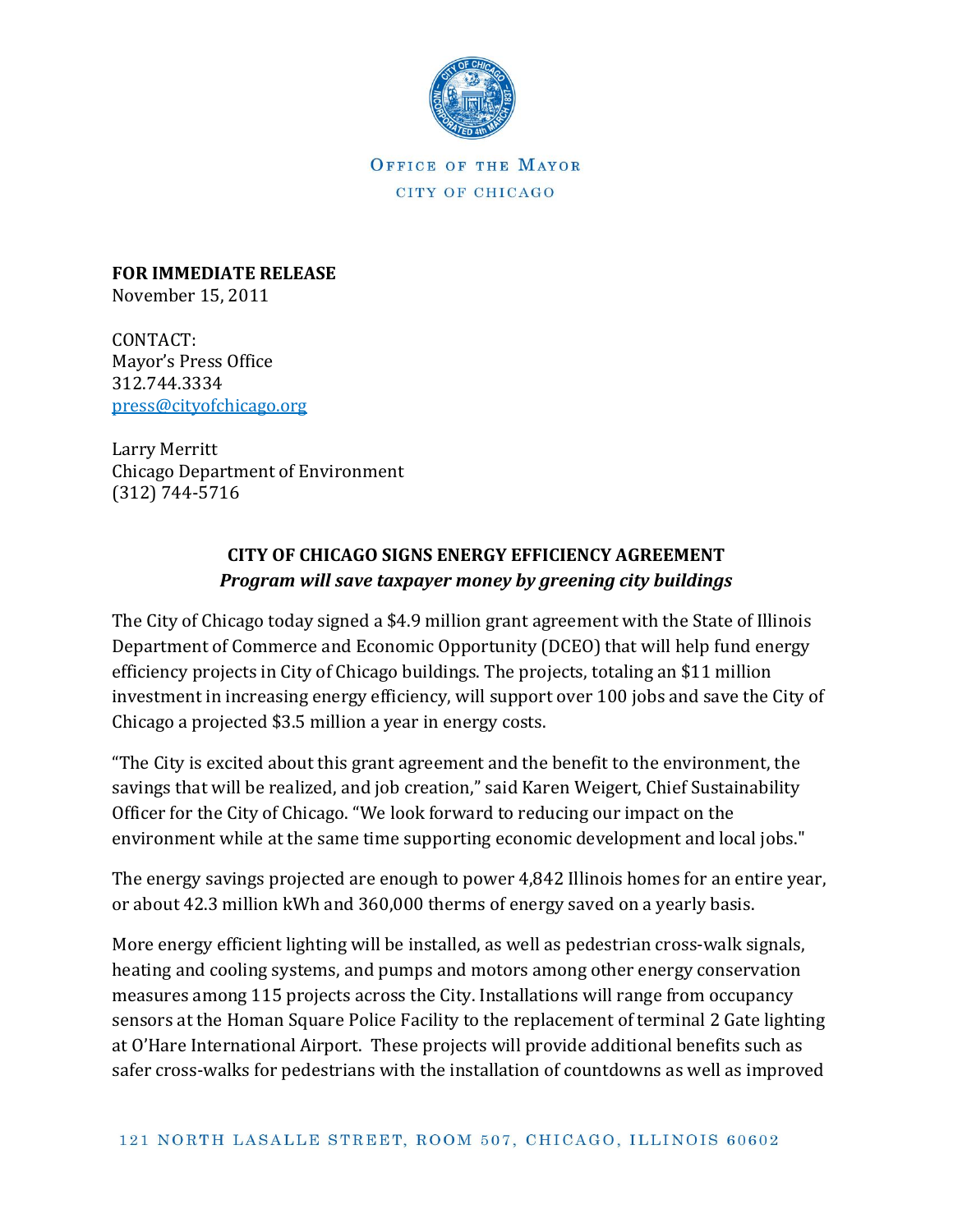OFFICE OF THE MAYOR
CITY OF CHICAGO

**FOR IMMEDIATE RELEASE**
November 15, 2011

CONTACT:
Mayor's Press Office
312.744.3334
press@cityofchicago.org

Larry Merritt
Chicago Department of Environment
(312) 744-5716

## CITY OF CHICAGO SIGNS ENERGY EFFICIENCY AGREEMENT

***Program will save taxpayer money by greening city buildings***

The City of Chicago today signed a $4.9 million grant agreement with the State of Illinois Department of Commerce and Economic Opportunity (DCEO) that will help fund energy efficiency projects in City of Chicago buildings. The projects, totaling an $11 million investment in increasing energy efficiency, will support over 100 jobs and save the City of Chicago a projected $3.5 million a year in energy costs.

"The City is excited about this grant agreement and the benefit to the environment, the savings that will be realized, and job creation," said Karen Weigert, Chief Sustainability Officer for the City of Chicago. "We look forward to reducing our impact on the environment while at the same time supporting economic development and local jobs."

The energy savings projected are enough to power 4,842 Illinois homes for an entire year, or about 42.3 million kWh and 360,000 therms of energy saved on a yearly basis.

More energy efficient lighting will be installed, as well as pedestrian cross-walk signals, heating and cooling systems, and pumps and motors among other energy conservation measures among 115 projects across the City. Installations will range from occupancy sensors at the Homan Square Police Facility to the replacement of terminal 2 Gate lighting at O'Hare International Airport. These projects will provide additional benefits such as safer cross-walks for pedestrians with the installation of countdowns as well as improved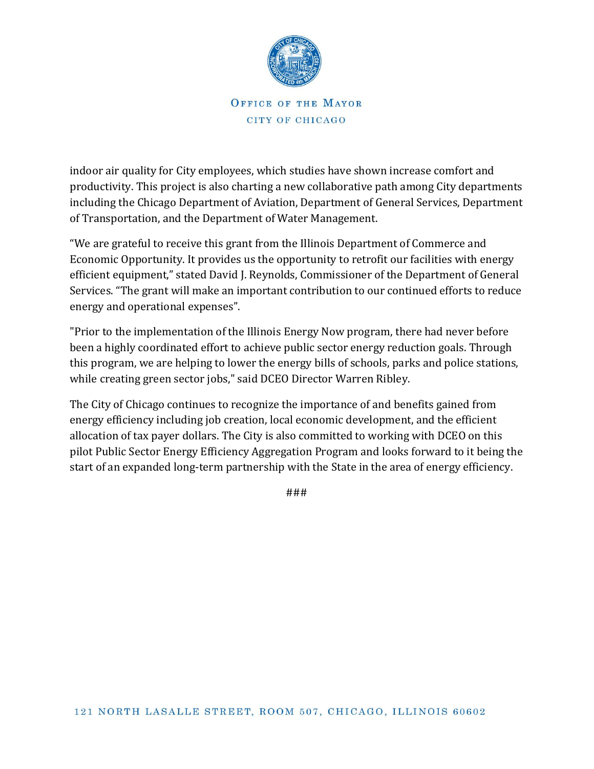indoor air quality for City employees, which studies have shown increase comfort and productivity. This project is also charting a new collaborative path among City departments including the Chicago Department of Aviation, Department of General Services, Department of Transportation, and the Department of Water Management.

"We are grateful to receive this grant from the Illinois Department of Commerce and Economic Opportunity. It provides us the opportunity to retrofit our facilities with energy efficient equipment," stated David J. Reynolds, Commissioner of the Department of General Services. "The grant will make an important contribution to our continued efforts to reduce energy and operational expenses".

"Prior to the implementation of the Illinois Energy Now program, there had never before been a highly coordinated effort to achieve public sector energy reduction goals. Through this program, we are helping to lower the energy bills of schools, parks and police stations, while creating green sector jobs," said DCEO Director Warren Ribley.

The City of Chicago continues to recognize the importance of and benefits gained from energy efficiency including job creation, local economic development, and the efficient allocation of tax payer dollars. The City is also committed to working with DCEO on this pilot Public Sector Energy Efficiency Aggregation Program and looks forward to it being the start of an expanded long-term partnership with the State in the area of energy efficiency.

###